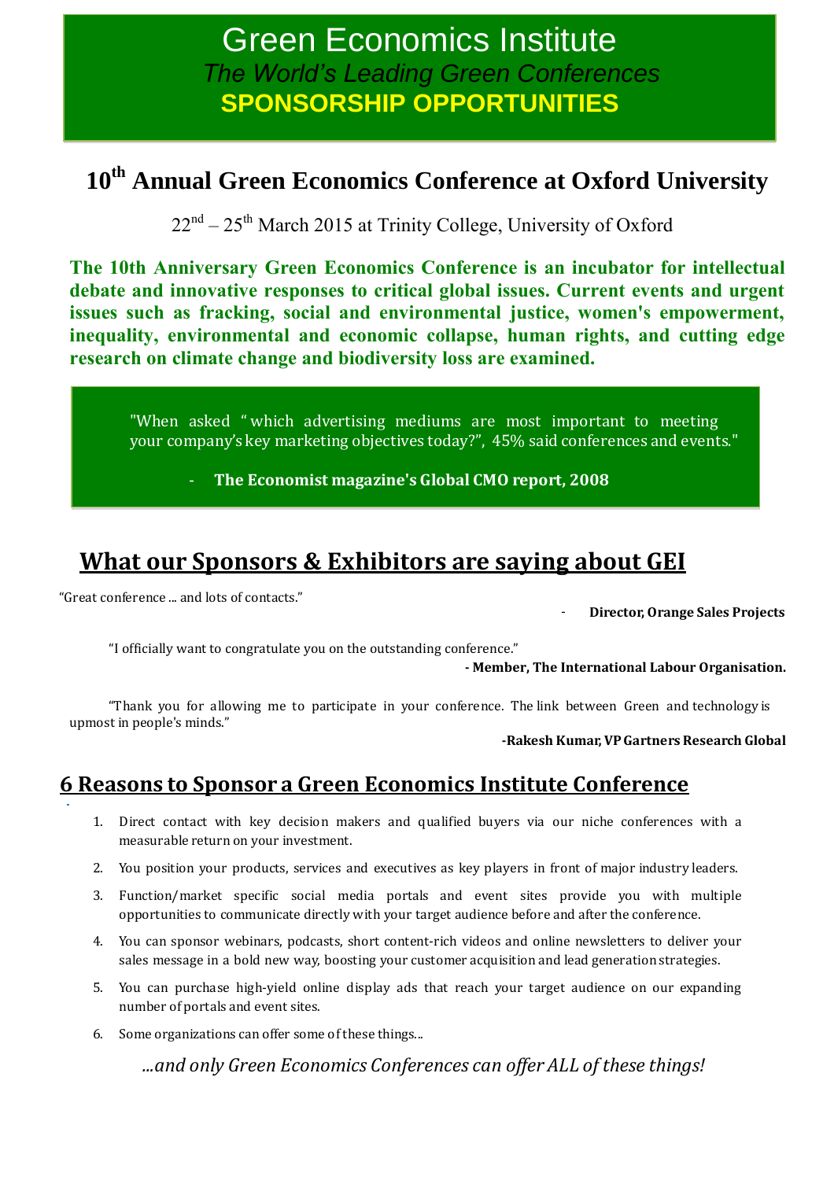# Green Economics Institute

*The World's Leading Green Conferences*

**SPONSORSHIP OPPORTUNITIES**

## 10th Annual Green Economics Conference at Oxford University

22nd – 25th March 2015 at Trinity College, University of Oxford

**The 10th Anniversary Green Economics Conference is an incubator for intellectual debate and innovative responses to critical global issues. Current events and urgent issues such as fracking, social and environmental justice, women's empowerment, inequality, environmental and economic collapse, human rights, and cutting edge research on climate change and biodiversity loss are examined.**

> "When asked " which advertising mediums are most important to meeting your company's key marketing objectives today?", 45% said conferences and events."
>
> - **The Economist magazine's Global CMO report, 2008**

## What our Sponsors & Exhibitors are saying about GEI

"Great conference ... and lots of contacts."

- **Director, Orange Sales Projects**

"I officially want to congratulate you on the outstanding conference."

**- Member, The International Labour Organisation.**

"Thank you for allowing me to participate in your conference. The link between Green and technology is upmost in people's minds."

**-Rakesh Kumar, VP Gartners Research Global**

## 6 Reasons to Sponsor a Green Economics Institute Conference

1. Direct contact with key decision makers and qualified buyers via our niche conferences with a measurable return on your investment.
2. You position your products, services and executives as key players in front of major industry leaders.
3. Function/market specific social media portals and event sites provide you with multiple opportunities to communicate directly with your target audience before and after the conference.
4. You can sponsor webinars, podcasts, short content-rich videos and online newsletters to deliver your sales message in a bold new way, boosting your customer acquisition and lead generation strategies.
5. You can purchase high-yield online display ads that reach your target audience on our expanding number of portals and event sites.
6. Some organizations can offer some of these things...

*...and only Green Economics Conferences can offer ALL of these things!*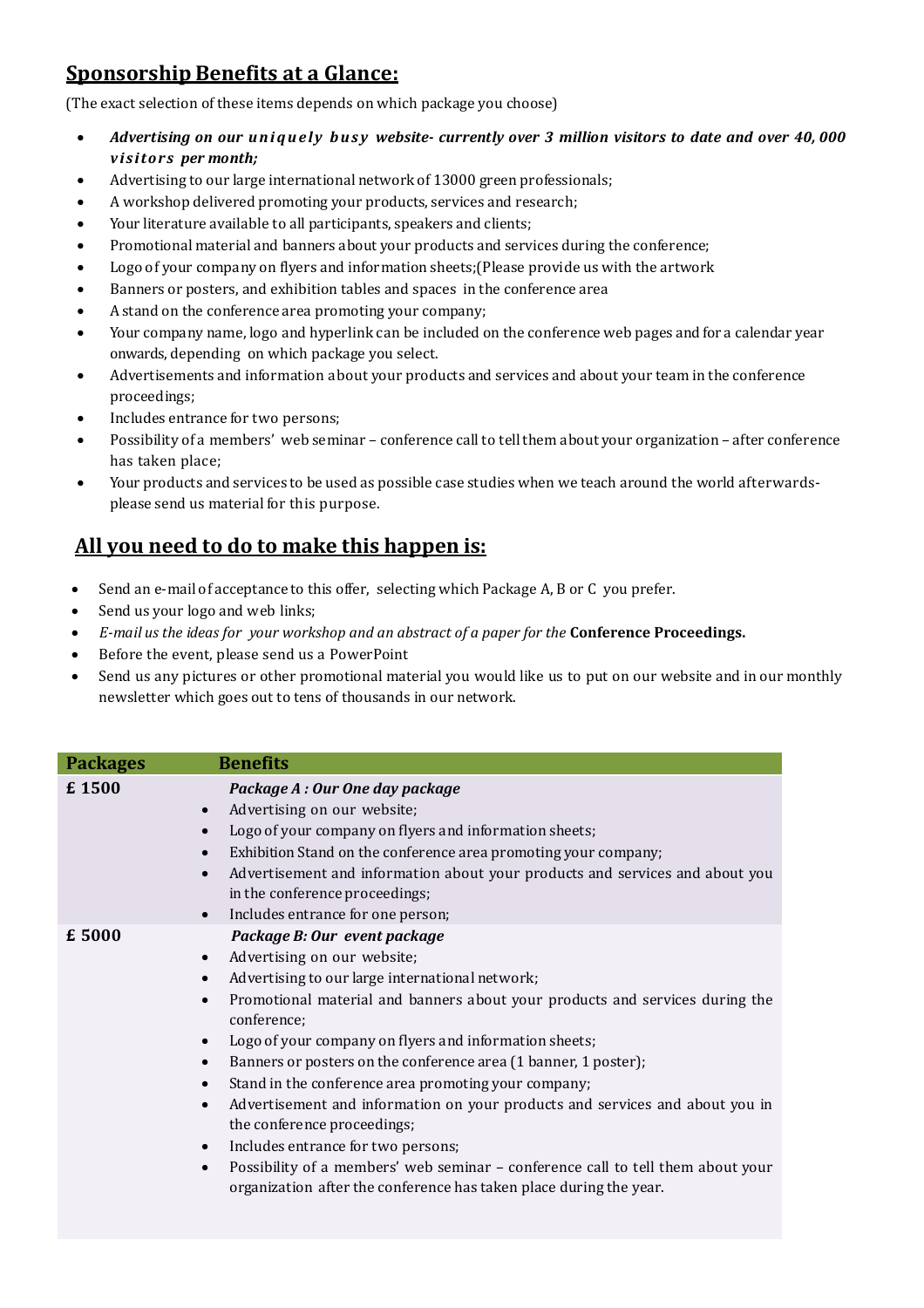## Sponsorship Benefits at a Glance:

(The exact selection of these items depends on which package you choose)

- ***Advertising on our uniquely busy website- currently over 3 million visitors to date and over 40, 000 visitors per month;***
- Advertising to our large international network of 13000 green professionals;
- A workshop delivered promoting your products, services and research;
- Your literature available to all participants, speakers and clients;
- Promotional material and banners about your products and services during the conference;
- Logo of your company on flyers and information sheets;(Please provide us with the artwork
- Banners or posters, and exhibition tables and spaces in the conference area
- A stand on the conference area promoting your company;
- Your company name, logo and hyperlink can be included on the conference web pages and for a calendar year onwards, depending on which package you select.
- Advertisements and information about your products and services and about your team in the conference proceedings;
- Includes entrance for two persons;
- Possibility of a members' web seminar – conference call to tell them about your organization – after conference has taken place;
- Your products and services to be used as possible case studies when we teach around the world afterwards- please send us material for this purpose.

## All you need to do to make this happen is:

- Send an e-mail of acceptance to this offer, selecting which Package A, B or C you prefer.
- Send us your logo and web links;
- *E-mail us the ideas for your workshop and an abstract of a paper for the* **Conference Proceedings.**
- Before the event, please send us a PowerPoint
- Send us any pictures or other promotional material you would like us to put on our website and in our monthly newsletter which goes out to tens of thousands in our network.

| Packages | Benefits |
|---|---|
| **£ 1500** | ***Package A : Our One day package***<br>• Advertising on our website;<br>• Logo of your company on flyers and information sheets;<br>• Exhibition Stand on the conference area promoting your company;<br>• Advertisement and information about your products and services and about you in the conference proceedings;<br>• Includes entrance for one person; |
| **£ 5000** | ***Package B: Our event package***<br>• Advertising on our website;<br>• Advertising to our large international network;<br>• Promotional material and banners about your products and services during the conference;<br>• Logo of your company on flyers and information sheets;<br>• Banners or posters on the conference area (1 banner, 1 poster);<br>• Stand in the conference area promoting your company;<br>• Advertisement and information on your products and services and about you in the conference proceedings;<br>• Includes entrance for two persons;<br>• Possibility of a members' web seminar – conference call to tell them about your organization after the conference has taken place during the year. |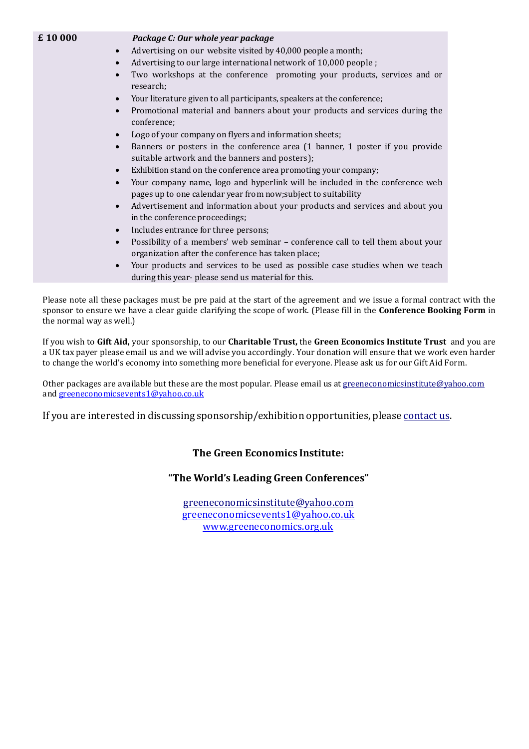**£ 10 000** *Package C: Our whole year package*

- Advertising on our website visited by 40,000 people a month;
- Advertising to our large international network of 10,000 people ;
- Two workshops at the conference promoting your products, services and or research;
- Your literature given to all participants, speakers at the conference;
- Promotional material and banners about your products and services during the conference;
- Logo of your company on flyers and information sheets;
- Banners or posters in the conference area (1 banner, 1 poster if you provide suitable artwork and the banners and posters);
- Exhibition stand on the conference area promoting your company;
- Your company name, logo and hyperlink will be included in the conference web pages up to one calendar year from now;subject to suitability
- Advertisement and information about your products and services and about you in the conference proceedings;
- Includes entrance for three persons;
- Possibility of a members' web seminar – conference call to tell them about your organization after the conference has taken place;
- Your products and services to be used as possible case studies when we teach during this year- please send us material for this.

Please note all these packages must be pre paid at the start of the agreement and we issue a formal contract with the sponsor to ensure we have a clear guide clarifying the scope of work. (Please fill in the **Conference Booking Form** in the normal way as well.)

If you wish to **Gift Aid,** your sponsorship, to our **Charitable Trust,** the **Green Economics Institute Trust** and you are a UK tax payer please email us and we will advise you accordingly. Your donation will ensure that we work even harder to change the world's economy into something more beneficial for everyone. Please ask us for our Gift Aid Form.

Other packages are available but these are the most popular. Please email us at greeneconomicsinstitute@yahoo.com and greeneconomicsevents1@yahoo.co.uk

If you are interested in discussing sponsorship/exhibition opportunities, please contact us.

**The Green Economics Institute:**

**"The World's Leading Green Conferences"**

greeneconomicsinstitute@yahoo.com
greeneconomicsevents1@yahoo.co.uk
www.greeneconomics.org.uk